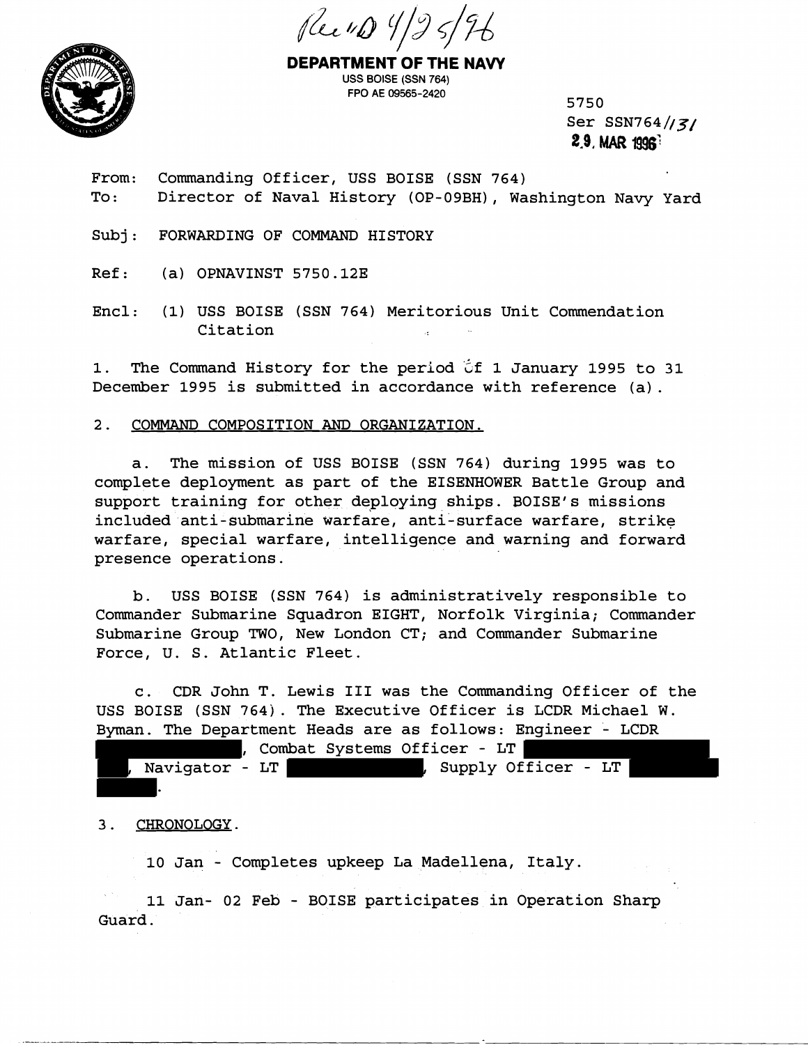Rec'd 4/25/96

**DEPARTMENT OF THE NAVY**
USS BOISE (SSN 764)
FPO AE 09565-2420

5750
Ser SSN764/131
29 MAR 1996

From: Commanding Officer, USS BOISE (SSN 764)
To: Director of Naval History (OP-09BH), Washington Navy Yard

Subj: FORWARDING OF COMMAND HISTORY

Ref: (a) OPNAVINST 5750.12E

Encl: (1) USS BOISE (SSN 764) Meritorious Unit Commendation Citation

1. The Command History for the period of 1 January 1995 to 31 December 1995 is submitted in accordance with reference (a).

2. COMMAND COMPOSITION AND ORGANIZATION.

   a. The mission of USS BOISE (SSN 764) during 1995 was to complete deployment as part of the EISENHOWER Battle Group and support training for other deploying ships. BOISE's missions included anti-submarine warfare, anti-surface warfare, strike warfare, special warfare, intelligence and warning and forward presence operations.

   b. USS BOISE (SSN 764) is administratively responsible to Commander Submarine Squadron EIGHT, Norfolk Virginia; Commander Submarine Group TWO, New London CT; and Commander Submarine Force, U. S. Atlantic Fleet.

   c. CDR John T. Lewis III was the Commanding Officer of the USS BOISE (SSN 764). The Executive Officer is LCDR Michael W. Byman. The Department Heads are as follows: Engineer - LCDR [REDACTED], Combat Systems Officer - LT [REDACTED], Navigator - LT [REDACTED], Supply Officer - LT [REDACTED].

3. CHRONOLOGY.

   10 Jan - Completes upkeep La Madellena, Italy.

   11 Jan- 02 Feb - BOISE participates in Operation Sharp Guard.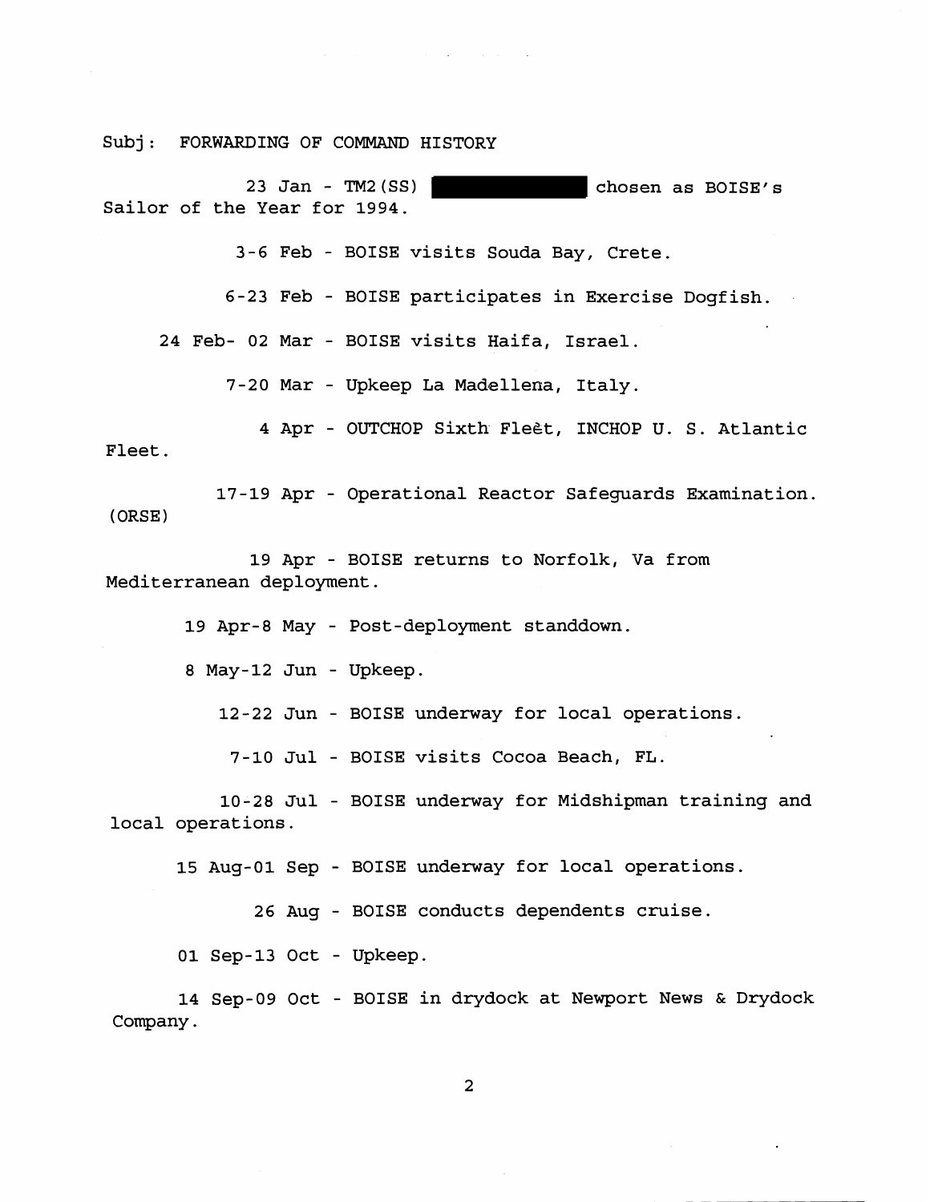Subj: FORWARDING OF COMMAND HISTORY

23 Jan - TM2(SS) ██████████ chosen as BOISE's Sailor of the Year for 1994.

3-6 Feb - BOISE visits Souda Bay, Crete.

6-23 Feb - BOISE participates in Exercise Dogfish.

24 Feb- 02 Mar - BOISE visits Haifa, Israel.

7-20 Mar - Upkeep La Madellena, Italy.

4 Apr - OUTCHOP Sixth Fleet, INCHOP U. S. Atlantic Fleet.

17-19 Apr - Operational Reactor Safeguards Examination. (ORSE)

19 Apr - BOISE returns to Norfolk, Va from Mediterranean deployment.

19 Apr-8 May - Post-deployment standdown.

8 May-12 Jun - Upkeep.

12-22 Jun - BOISE underway for local operations.

7-10 Jul - BOISE visits Cocoa Beach, FL.

10-28 Jul - BOISE underway for Midshipman training and local operations.

15 Aug-01 Sep - BOISE underway for local operations.

26 Aug - BOISE conducts dependents cruise.

01 Sep-13 Oct - Upkeep.

14 Sep-09 Oct - BOISE in drydock at Newport News & Drydock Company.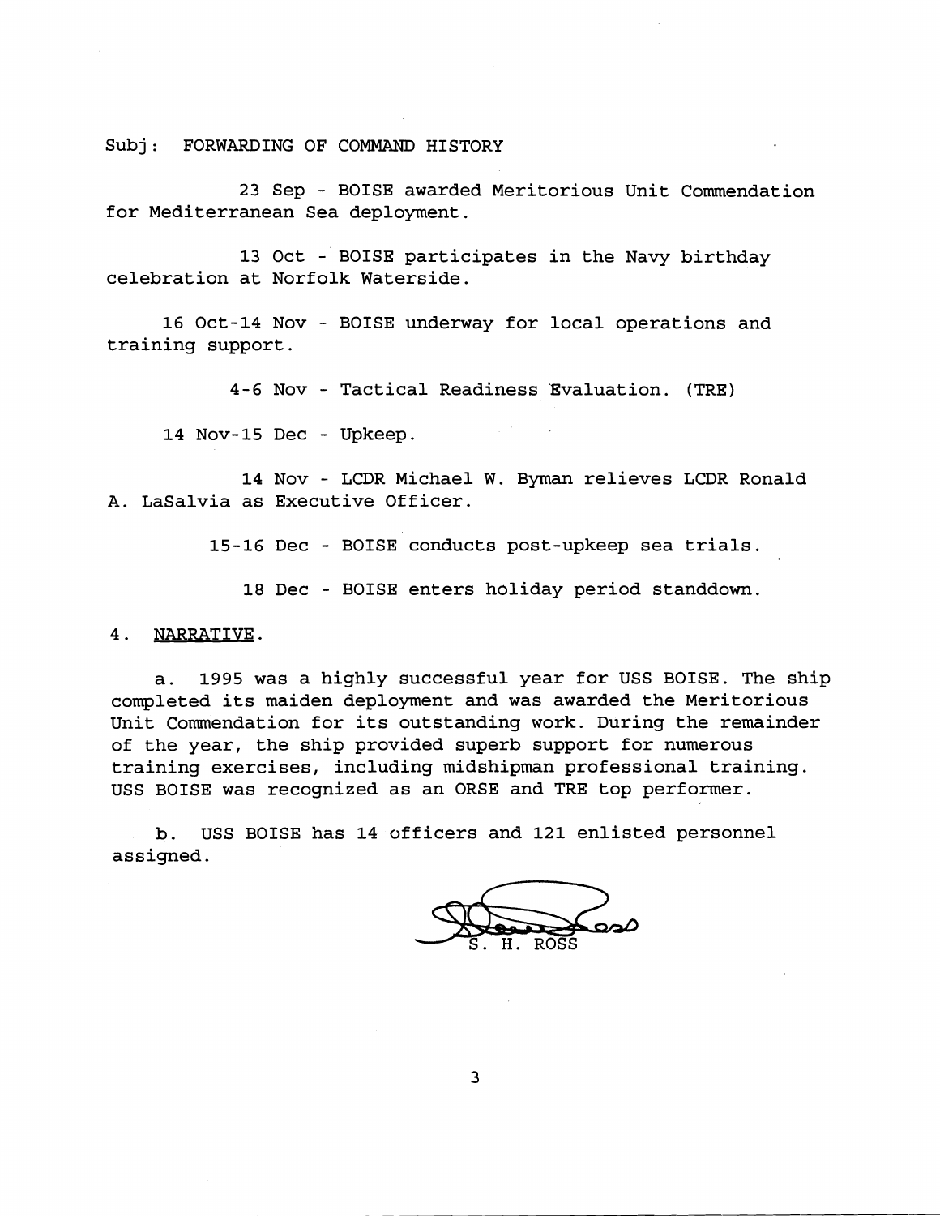Subj: FORWARDING OF COMMAND HISTORY

23 Sep - BOISE awarded Meritorious Unit Commendation for Mediterranean Sea deployment.

13 Oct - BOISE participates in the Navy birthday celebration at Norfolk Waterside.

16 Oct-14 Nov - BOISE underway for local operations and training support.

4-6 Nov - Tactical Readiness Evaluation. (TRE)

14 Nov-15 Dec - Upkeep.

14 Nov - LCDR Michael W. Byman relieves LCDR Ronald A. LaSalvia as Executive Officer.

15-16 Dec - BOISE conducts post-upkeep sea trials.

18 Dec - BOISE enters holiday period standdown.

4. NARRATIVE.

a. 1995 was a highly successful year for USS BOISE. The ship completed its maiden deployment and was awarded the Meritorious Unit Commendation for its outstanding work. During the remainder of the year, the ship provided superb support for numerous training exercises, including midshipman professional training. USS BOISE was recognized as an ORSE and TRE top performer.

b. USS BOISE has 14 officers and 121 enlisted personnel assigned.

S. H. ROSS